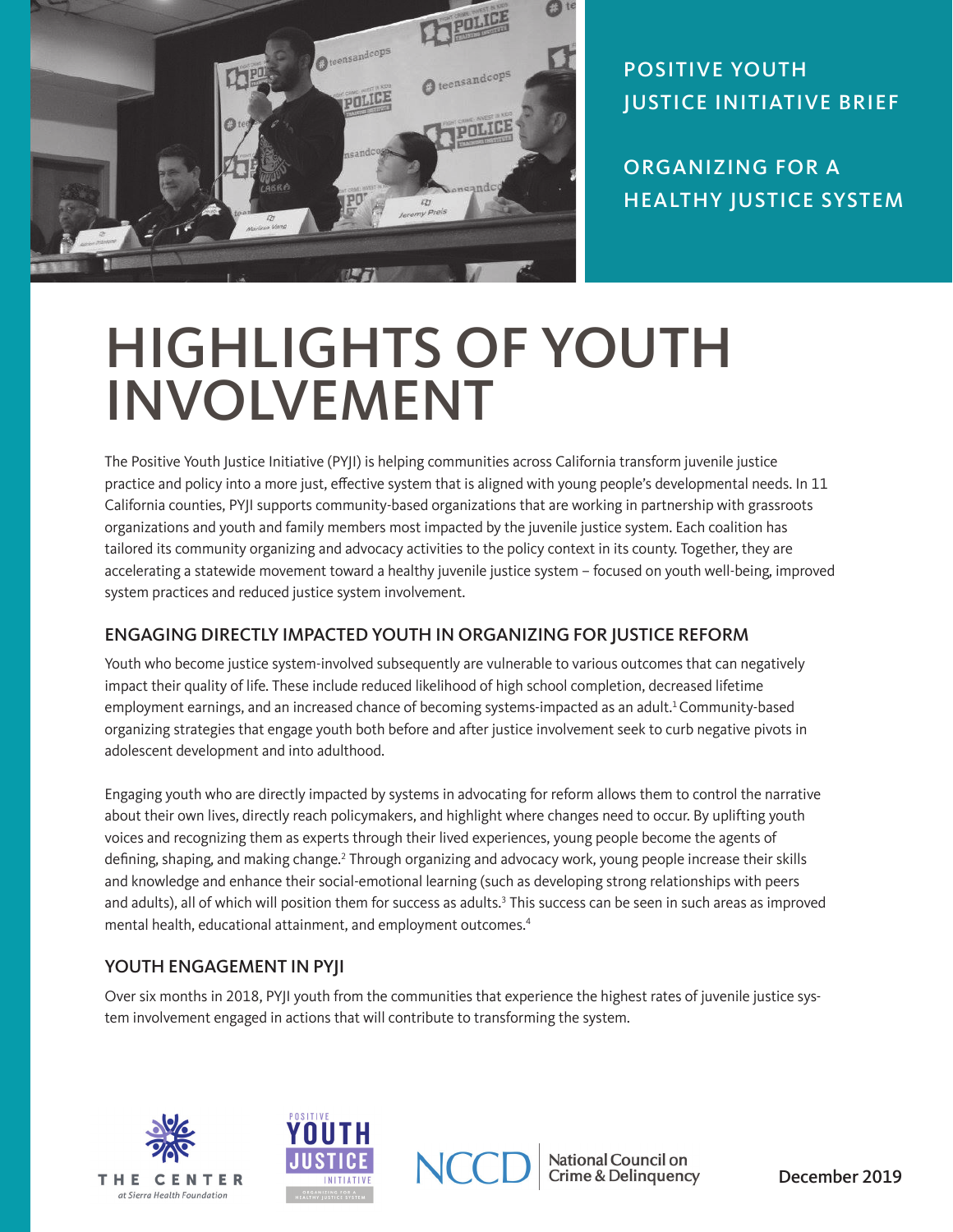POSITIVE YOUTH JUSTICE INITIATIVE BRIEF

ORGANIZING FOR A HEALTHY JUSTICE SYSTEM

# HIGHLIGHTS OF YOUTH INVOLVEMENT

The Positive Youth Justice Initiative (PYJI) is helping communities across California transform juvenile justice practice and policy into a more just, effective system that is aligned with young people's developmental needs. In 11 California counties, PYJI supports community-based organizations that are working in partnership with grassroots organizations and youth and family members most impacted by the juvenile justice system. Each coalition has tailored its community organizing and advocacy activities to the policy context in its county. Together, they are accelerating a statewide movement toward a healthy juvenile justice system – focused on youth well-being, improved system practices and reduced justice system involvement.

## ENGAGING DIRECTLY IMPACTED YOUTH IN ORGANIZING FOR JUSTICE REFORM

Youth who become justice system-involved subsequently are vulnerable to various outcomes that can negatively impact their quality of life. These include reduced likelihood of high school completion, decreased lifetime employment earnings, and an increased chance of becoming systems-impacted as an adult.[1] Community-based organizing strategies that engage youth both before and after justice involvement seek to curb negative pivots in adolescent development and into adulthood.

Engaging youth who are directly impacted by systems in advocating for reform allows them to control the narrative about their own lives, directly reach policymakers, and highlight where changes need to occur. By uplifting youth voices and recognizing them as experts through their lived experiences, young people become the agents of defining, shaping, and making change.[2] Through organizing and advocacy work, young people increase their skills and knowledge and enhance their social-emotional learning (such as developing strong relationships with peers and adults), all of which will position them for success as adults.[3] This success can be seen in such areas as improved mental health, educational attainment, and employment outcomes.[4]

## YOUTH ENGAGEMENT IN PYJI

Over six months in 2018, PYJI youth from the communities that experience the highest rates of juvenile justice system involvement engaged in actions that will contribute to transforming the system.

THE CENTER at Sierra Health Foundation

POSITIVE YOUTH JUSTICE INITIATIVE

NCCD National Council on Crime & Delinquency

December 2019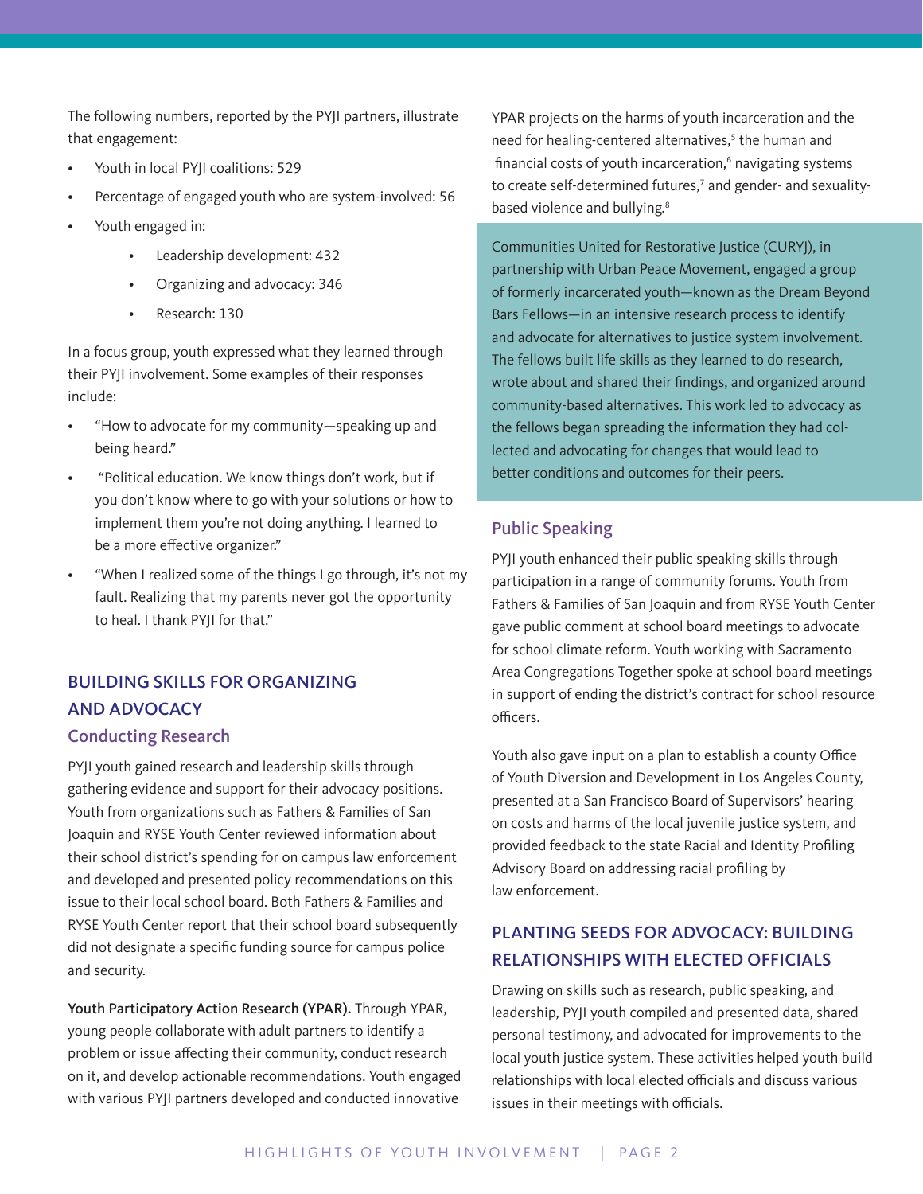The following numbers, reported by the PYJI partners, illustrate that engagement:

- Youth in local PYJI coalitions: 529
- Percentage of engaged youth who are system-involved: 56
- Youth engaged in:
  - Leadership development: 432
  - Organizing and advocacy: 346
  - Research: 130

In a focus group, youth expressed what they learned through their PYJI involvement. Some examples of their responses include:

- "How to advocate for my community—speaking up and being heard."
- "Political education. We know things don't work, but if you don't know where to go with your solutions or how to implement them you're not doing anything. I learned to be a more effective organizer."
- "When I realized some of the things I go through, it's not my fault. Realizing that my parents never got the opportunity to heal. I thank PYJI for that."

## BUILDING SKILLS FOR ORGANIZING AND ADVOCACY

### Conducting Research

PYJI youth gained research and leadership skills through gathering evidence and support for their advocacy positions. Youth from organizations such as Fathers & Families of San Joaquin and RYSE Youth Center reviewed information about their school district's spending for on campus law enforcement and developed and presented policy recommendations on this issue to their local school board. Both Fathers & Families and RYSE Youth Center report that their school board subsequently did not designate a specific funding source for campus police and security.

**Youth Participatory Action Research (YPAR).** Through YPAR, young people collaborate with adult partners to identify a problem or issue affecting their community, conduct research on it, and develop actionable recommendations. Youth engaged with various PYJI partners developed and conducted innovative YPAR projects on the harms of youth incarceration and the need for healing-centered alternatives,[5] the human and financial costs of youth incarceration,[6] navigating systems to create self-determined futures,[7] and gender- and sexuality-based violence and bullying.[8]

Communities United for Restorative Justice (CURYJ), in partnership with Urban Peace Movement, engaged a group of formerly incarcerated youth—known as the Dream Beyond Bars Fellows—in an intensive research process to identify and advocate for alternatives to justice system involvement. The fellows built life skills as they learned to do research, wrote about and shared their findings, and organized around community-based alternatives. This work led to advocacy as the fellows began spreading the information they had collected and advocating for changes that would lead to better conditions and outcomes for their peers.

### Public Speaking

PYJI youth enhanced their public speaking skills through participation in a range of community forums. Youth from Fathers & Families of San Joaquin and from RYSE Youth Center gave public comment at school board meetings to advocate for school climate reform. Youth working with Sacramento Area Congregations Together spoke at school board meetings in support of ending the district's contract for school resource officers.

Youth also gave input on a plan to establish a county Office of Youth Diversion and Development in Los Angeles County, presented at a San Francisco Board of Supervisors' hearing on costs and harms of the local juvenile justice system, and provided feedback to the state Racial and Identity Profiling Advisory Board on addressing racial profiling by law enforcement.

## PLANTING SEEDS FOR ADVOCACY: BUILDING RELATIONSHIPS WITH ELECTED OFFICIALS

Drawing on skills such as research, public speaking, and leadership, PYJI youth compiled and presented data, shared personal testimony, and advocated for improvements to the local youth justice system. These activities helped youth build relationships with local elected officials and discuss various issues in their meetings with officials.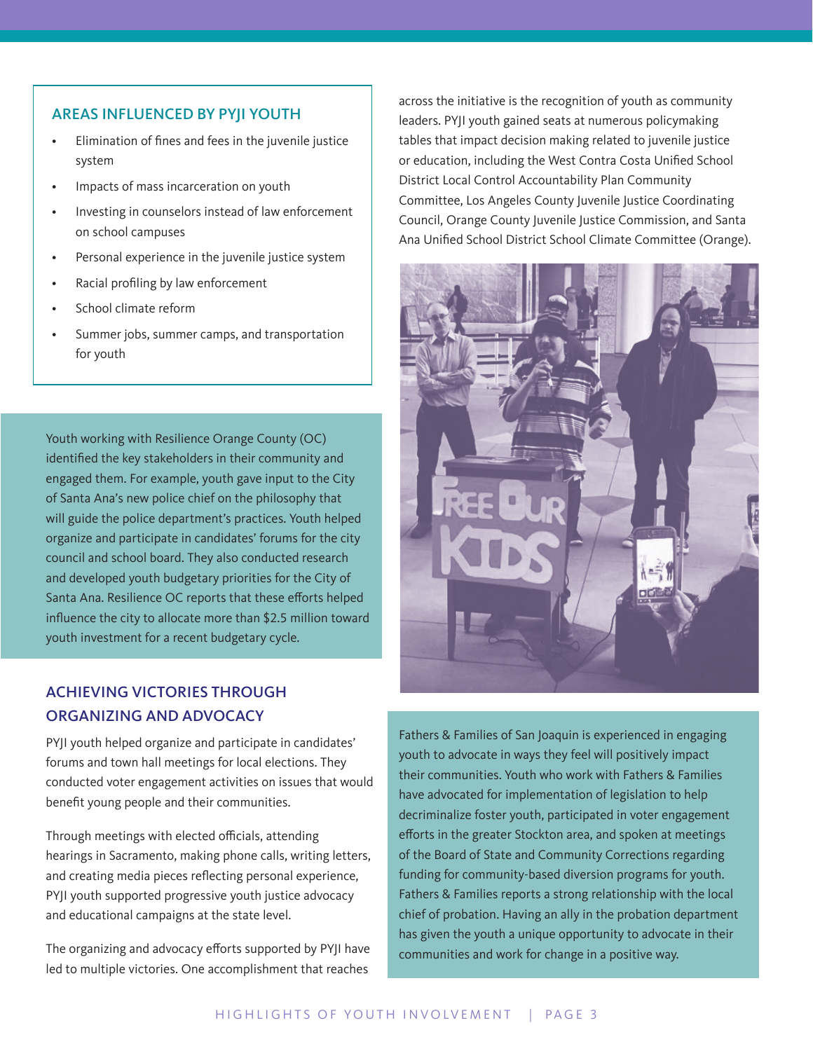## AREAS INFLUENCED BY PYJI YOUTH

- Elimination of fines and fees in the juvenile justice system
- Impacts of mass incarceration on youth
- Investing in counselors instead of law enforcement on school campuses
- Personal experience in the juvenile justice system
- Racial profiling by law enforcement
- School climate reform
- Summer jobs, summer camps, and transportation for youth

Youth working with Resilience Orange County (OC) identified the key stakeholders in their community and engaged them. For example, youth gave input to the City of Santa Ana's new police chief on the philosophy that will guide the police department's practices. Youth helped organize and participate in candidates' forums for the city council and school board. They also conducted research and developed youth budgetary priorities for the City of Santa Ana. Resilience OC reports that these efforts helped influence the city to allocate more than $2.5 million toward youth investment for a recent budgetary cycle.

## ACHIEVING VICTORIES THROUGH ORGANIZING AND ADVOCACY

PYJI youth helped organize and participate in candidates' forums and town hall meetings for local elections. They conducted voter engagement activities on issues that would benefit young people and their communities.

Through meetings with elected officials, attending hearings in Sacramento, making phone calls, writing letters, and creating media pieces reflecting personal experience, PYJI youth supported progressive youth justice advocacy and educational campaigns at the state level.

The organizing and advocacy efforts supported by PYJI have led to multiple victories. One accomplishment that reaches across the initiative is the recognition of youth as community leaders. PYJI youth gained seats at numerous policymaking tables that impact decision making related to juvenile justice or education, including the West Contra Costa Unified School District Local Control Accountability Plan Community Committee, Los Angeles County Juvenile Justice Coordinating Council, Orange County Juvenile Justice Commission, and Santa Ana Unified School District School Climate Committee (Orange).

Fathers & Families of San Joaquin is experienced in engaging youth to advocate in ways they feel will positively impact their communities. Youth who work with Fathers & Families have advocated for implementation of legislation to help decriminalize foster youth, participated in voter engagement efforts in the greater Stockton area, and spoken at meetings of the Board of State and Community Corrections regarding funding for community-based diversion programs for youth. Fathers & Families reports a strong relationship with the local chief of probation. Having an ally in the probation department has given the youth a unique opportunity to advocate in their communities and work for change in a positive way.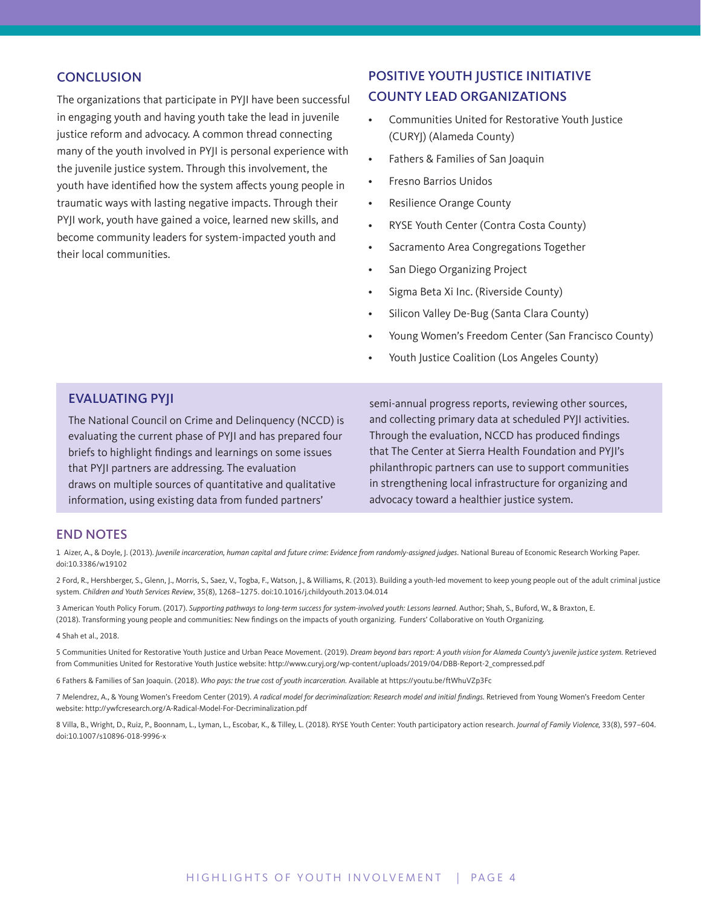## CONCLUSION

The organizations that participate in PYJI have been successful in engaging youth and having youth take the lead in juvenile justice reform and advocacy. A common thread connecting many of the youth involved in PYJI is personal experience with the juvenile justice system. Through this involvement, the youth have identified how the system affects young people in traumatic ways with lasting negative impacts. Through their PYJI work, youth have gained a voice, learned new skills, and become community leaders for system-impacted youth and their local communities.

## POSITIVE YOUTH JUSTICE INITIATIVE COUNTY LEAD ORGANIZATIONS

- Communities United for Restorative Youth Justice (CURYJ) (Alameda County)
- Fathers & Families of San Joaquin
- Fresno Barrios Unidos
- Resilience Orange County
- RYSE Youth Center (Contra Costa County)
- Sacramento Area Congregations Together
- San Diego Organizing Project
- Sigma Beta Xi Inc. (Riverside County)
- Silicon Valley De-Bug (Santa Clara County)
- Young Women's Freedom Center (San Francisco County)
- Youth Justice Coalition (Los Angeles County)

## EVALUATING PYJI

The National Council on Crime and Delinquency (NCCD) is evaluating the current phase of PYJI and has prepared four briefs to highlight findings and learnings on some issues that PYJI partners are addressing. The evaluation draws on multiple sources of quantitative and qualitative information, using existing data from funded partners' semi-annual progress reports, reviewing other sources, and collecting primary data at scheduled PYJI activities. Through the evaluation, NCCD has produced findings that The Center at Sierra Health Foundation and PYJI's philanthropic partners can use to support communities in strengthening local infrastructure for organizing and advocacy toward a healthier justice system.

## END NOTES

1 Aizer, A., & Doyle, J. (2013). *Juvenile incarceration, human capital and future crime: Evidence from randomly-assigned judges*. National Bureau of Economic Research Working Paper. doi:10.3386/w19102

2 Ford, R., Hershberger, S., Glenn, J., Morris, S., Saez, V., Togba, F., Watson, J., & Williams, R. (2013). Building a youth-led movement to keep young people out of the adult criminal justice system. *Children and Youth Services Review*, 35(8), 1268–1275. doi:10.1016/j.childyouth.2013.04.014

3 American Youth Policy Forum. (2017). *Supporting pathways to long-term success for system-involved youth: Lessons learned.* Author; Shah, S., Buford, W., & Braxton, E. (2018). Transforming young people and communities: New findings on the impacts of youth organizing. Funders' Collaborative on Youth Organizing.

4 Shah et al., 2018.

5 Communities United for Restorative Youth Justice and Urban Peace Movement. (2019). *Dream beyond bars report: A youth vision for Alameda County's juvenile justice system.* Retrieved from Communities United for Restorative Youth Justice website: http://www.curyj.org/wp-content/uploads/2019/04/DBB-Report-2_compressed.pdf

6 Fathers & Families of San Joaquin. (2018). *Who pays: the true cost of youth incarceration.* Available at https://youtu.be/ftWhuVZp3Fc

7 Melendrez, A., & Young Women's Freedom Center (2019). *A radical model for decriminalization: Research model and initial findings.* Retrieved from Young Women's Freedom Center website: http://ywfcresearch.org/A-Radical-Model-For-Decriminalization.pdf

8 Villa, B., Wright, D., Ruiz, P., Boonnam, L., Lyman, L., Escobar, K., & Tilley, L. (2018). RYSE Youth Center: Youth participatory action research. *Journal of Family Violence*, 33(8), 597–604. doi:10.1007/s10896-018-9996-x